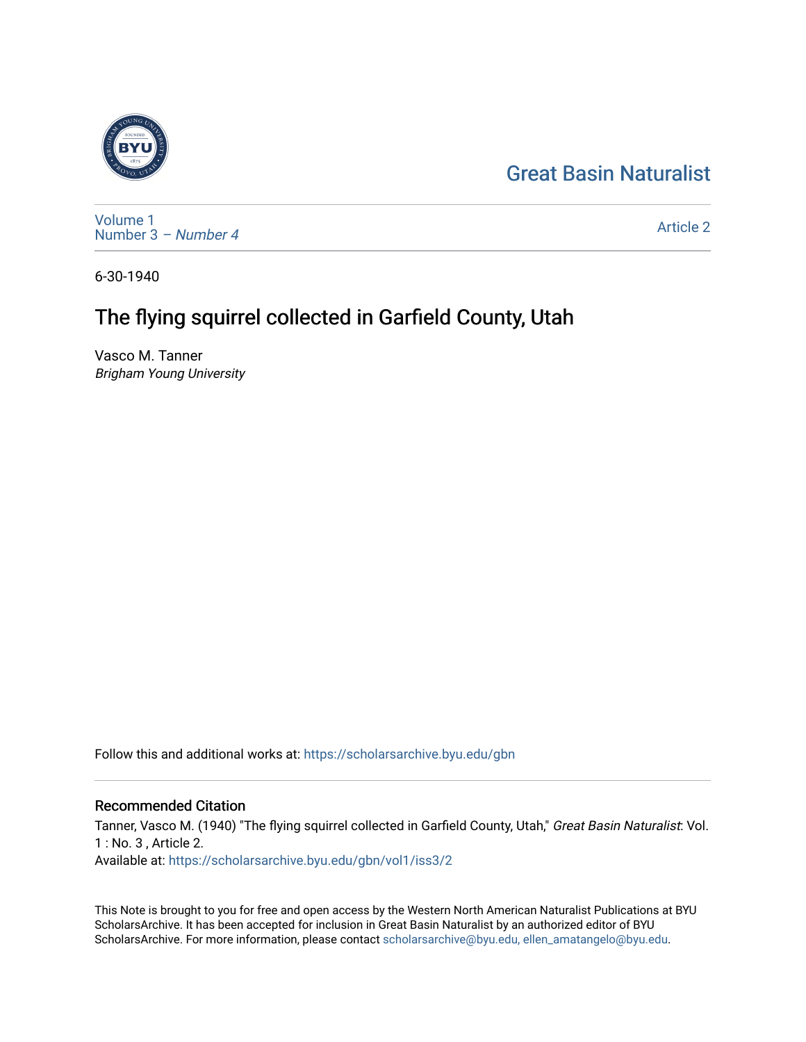Great Basin Naturalist

Volume 1
Number 3 – *Number 4*

Article 2

6-30-1940

# The flying squirrel collected in Garfield County, Utah

Vasco M. Tanner
*Brigham Young University*

Follow this and additional works at: https://scholarsarchive.byu.edu/gbn

## Recommended Citation

Tanner, Vasco M. (1940) "The flying squirrel collected in Garfield County, Utah," *Great Basin Naturalist*: Vol. 1 : No. 3 , Article 2.
Available at: https://scholarsarchive.byu.edu/gbn/vol1/iss3/2

This Note is brought to you for free and open access by the Western North American Naturalist Publications at BYU ScholarsArchive. It has been accepted for inclusion in Great Basin Naturalist by an authorized editor of BYU ScholarsArchive. For more information, please contact scholarsarchive@byu.edu, ellen_amatangelo@byu.edu.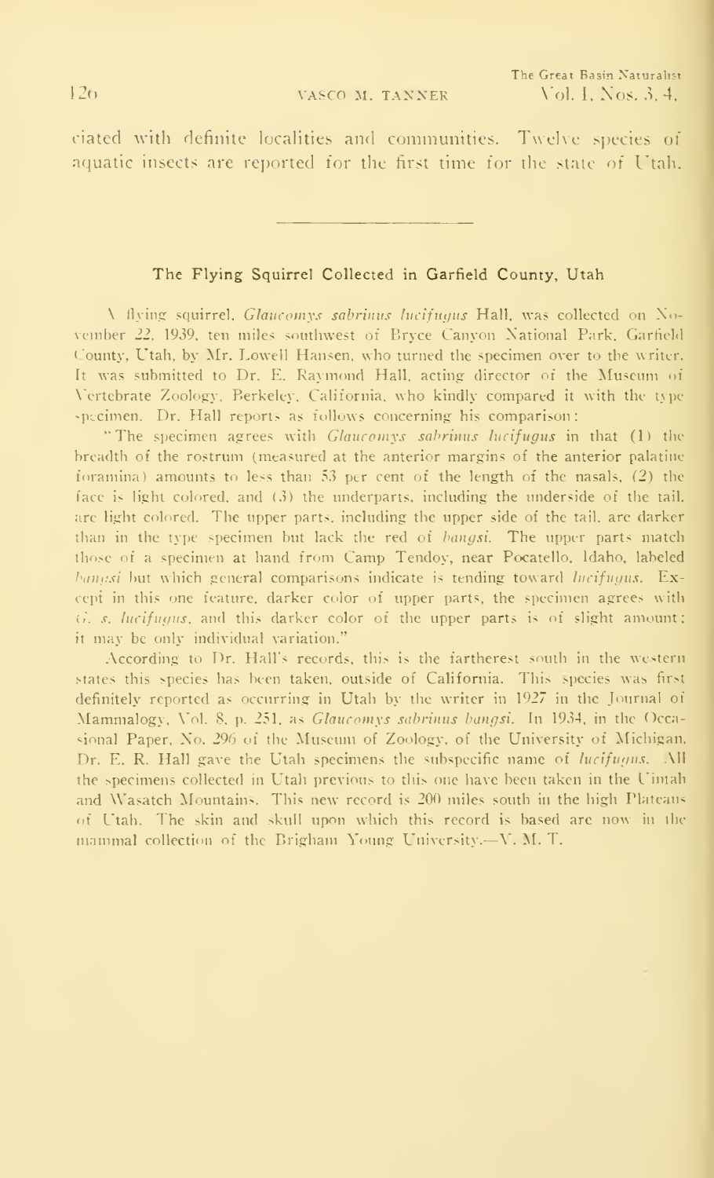ciated with definite localities and communities. Twelve species of aquatic insects are reported for the first time for the state of Utah.

---

### The Flying Squirrel Collected in Garfield County, Utah

A flying squirrel, *Glaucomys sabrinus lucifugus* Hall, was collected on November 22, 1939, ten miles southwest of Bryce Canyon National Park, Garfield County, Utah, by Mr. Lowell Hansen, who turned the specimen over to the writer. It was submitted to Dr. E. Raymond Hall, acting director of the Museum of Vertebrate Zoology, Berkeley, California, who kindly compared it with the type specimen. Dr. Hall reports as follows concerning his comparison:

"The specimen agrees with *Glaucomys sabrinus lucifugus* in that (1) the breadth of the rostrum (measured at the anterior margins of the anterior palatine foramina) amounts to less than 53 per cent of the length of the nasals, (2) the face is light colored, and (3) the underparts, including the underside of the tail, are light colored. The upper parts, including the upper side of the tail, are darker than in the type specimen but lack the red of *bangsi*. The upper parts match those of a specimen at hand from Camp Tendoy, near Pocatello, Idaho, labeled *bangsi* but which general comparisons indicate is tending toward *lucifugus*. Except in this one feature, darker color of upper parts, the specimen agrees with *G. s. lucifugus*, and this darker color of upper parts is of slight amount; it may be only individual variation."

According to Dr. Hall's records, this is the fartherest south in the western states this species has been taken, outside of California. This species was first definitely reported as occurring in Utah by the writer in 1927 in the Journal of Mammalogy, Vol. 8, p. 251, as *Glaucomys sabrinus bangsi*. In 1934, in the Occasional Paper, No. 296 of the Museum of Zoology, of the University of Michigan, Dr. E. R. Hall gave the Utah specimens the subspecific name of *lucifugus*. All the specimens collected in Utah previous to this one have been taken in the Uintah and Wasatch Mountains. This new record is 200 miles south in the high Plateaus of Utah. The skin and skull upon which this record is based are now in the mammal collection of the Brigham Young University.—V. M. T.